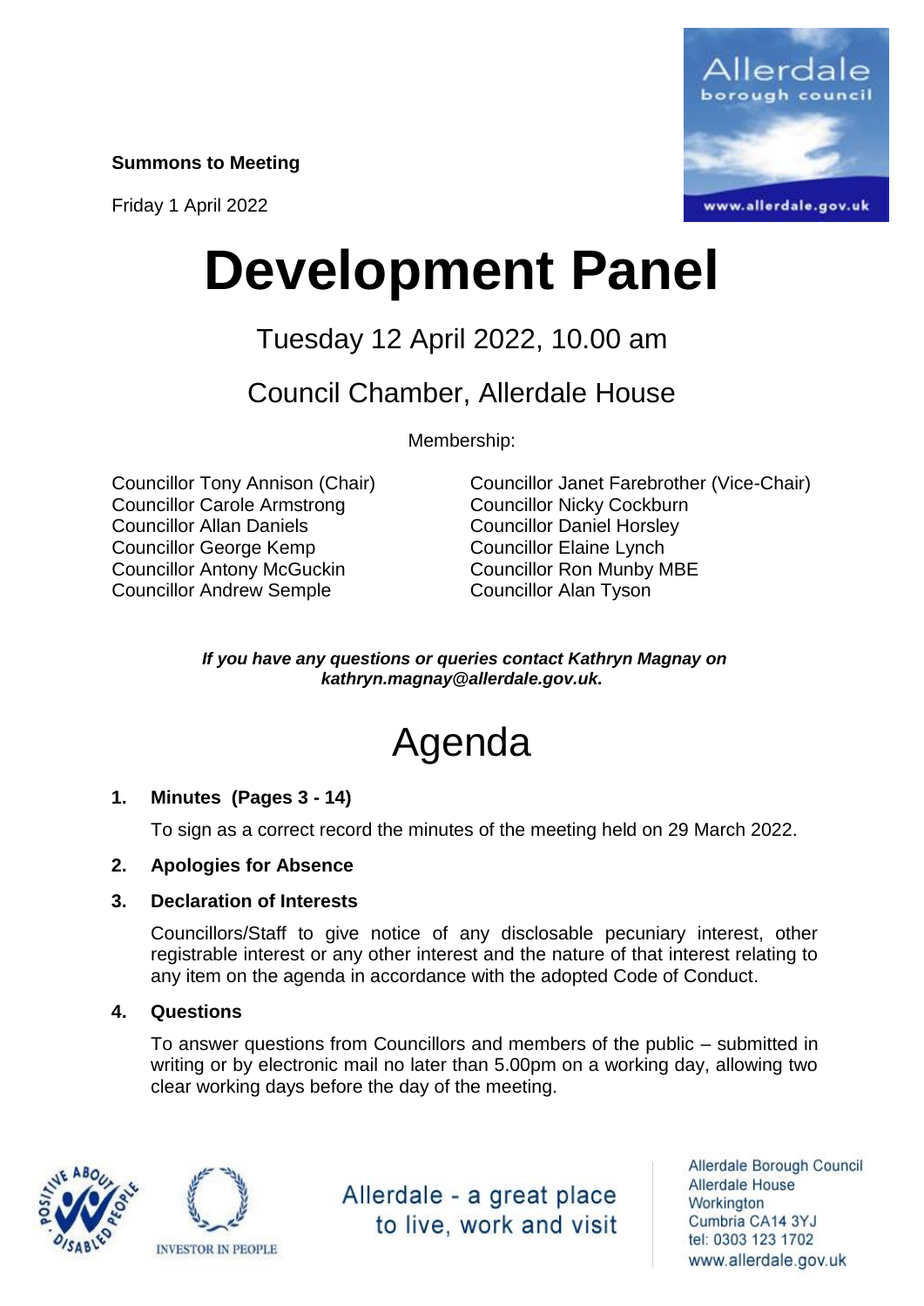**Summons to Meeting**

Friday 1 April 2022

# Development Panel

## Tuesday 12 April 2022, 10.00 am

## Council Chamber, Allerdale House

Membership:

Councillor Tony Annison (Chair)
Councillor Janet Farebrother (Vice-Chair)
Councillor Carole Armstrong
Councillor Nicky Cockburn
Councillor Allan Daniels
Councillor Daniel Horsley
Councillor George Kemp
Councillor Elaine Lynch
Councillor Antony McGuckin
Councillor Ron Munby MBE
Councillor Andrew Semple
Councillor Alan Tyson

***If you have any questions or queries contact Kathryn Magnay on kathryn.magnay@allerdale.gov.uk.***

# Agenda

**1. Minutes (Pages 3 - 14)**

To sign as a correct record the minutes of the meeting held on 29 March 2022.

**2. Apologies for Absence**

**3. Declaration of Interests**

Councillors/Staff to give notice of any disclosable pecuniary interest, other registrable interest or any other interest and the nature of that interest relating to any item on the agenda in accordance with the adopted Code of Conduct.

**4. Questions**

To answer questions from Councillors and members of the public – submitted in writing or by electronic mail no later than 5.00pm on a working day, allowing two clear working days before the day of the meeting.

Allerdale - a great place to live, work and visit

Allerdale Borough Council
Allerdale House
Workington
Cumbria CA14 3YJ
tel: 0303 123 1702
www.allerdale.gov.uk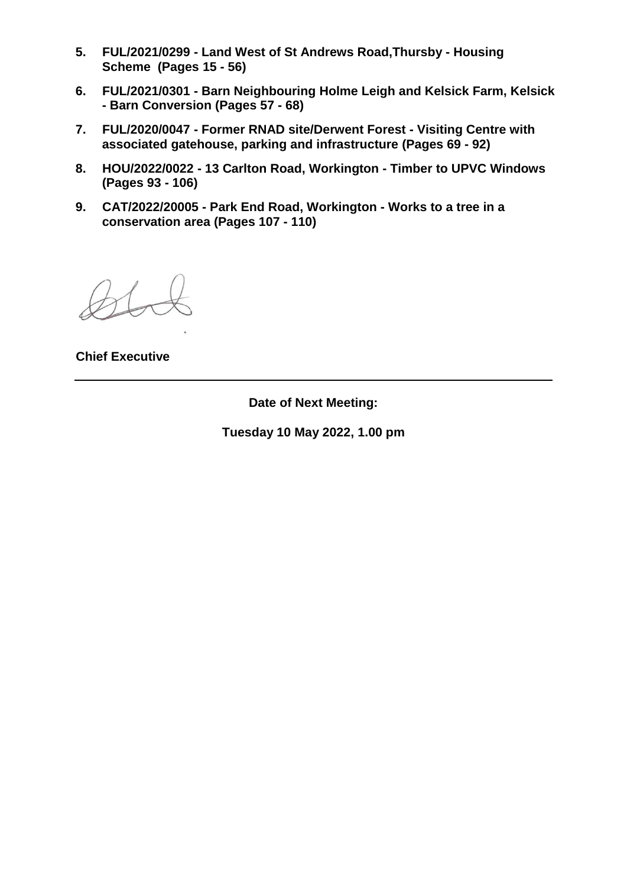5. **FUL/2021/0299 - Land West of St Andrews Road,Thursby - Housing Scheme (Pages 15 - 56)**

6. **FUL/2021/0301 - Barn Neighbouring Holme Leigh and Kelsick Farm, Kelsick - Barn Conversion (Pages 57 - 68)**

7. **FUL/2020/0047 - Former RNAD site/Derwent Forest - Visiting Centre with associated gatehouse, parking and infrastructure (Pages 69 - 92)**

8. **HOU/2022/0022 - 13 Carlton Road, Workington - Timber to UPVC Windows (Pages 93 - 106)**

9. **CAT/2022/20005 - Park End Road, Workington - Works to a tree in a conservation area (Pages 107 - 110)**

**Chief Executive**

---

**Date of Next Meeting:**

**Tuesday 10 May 2022, 1.00 pm**